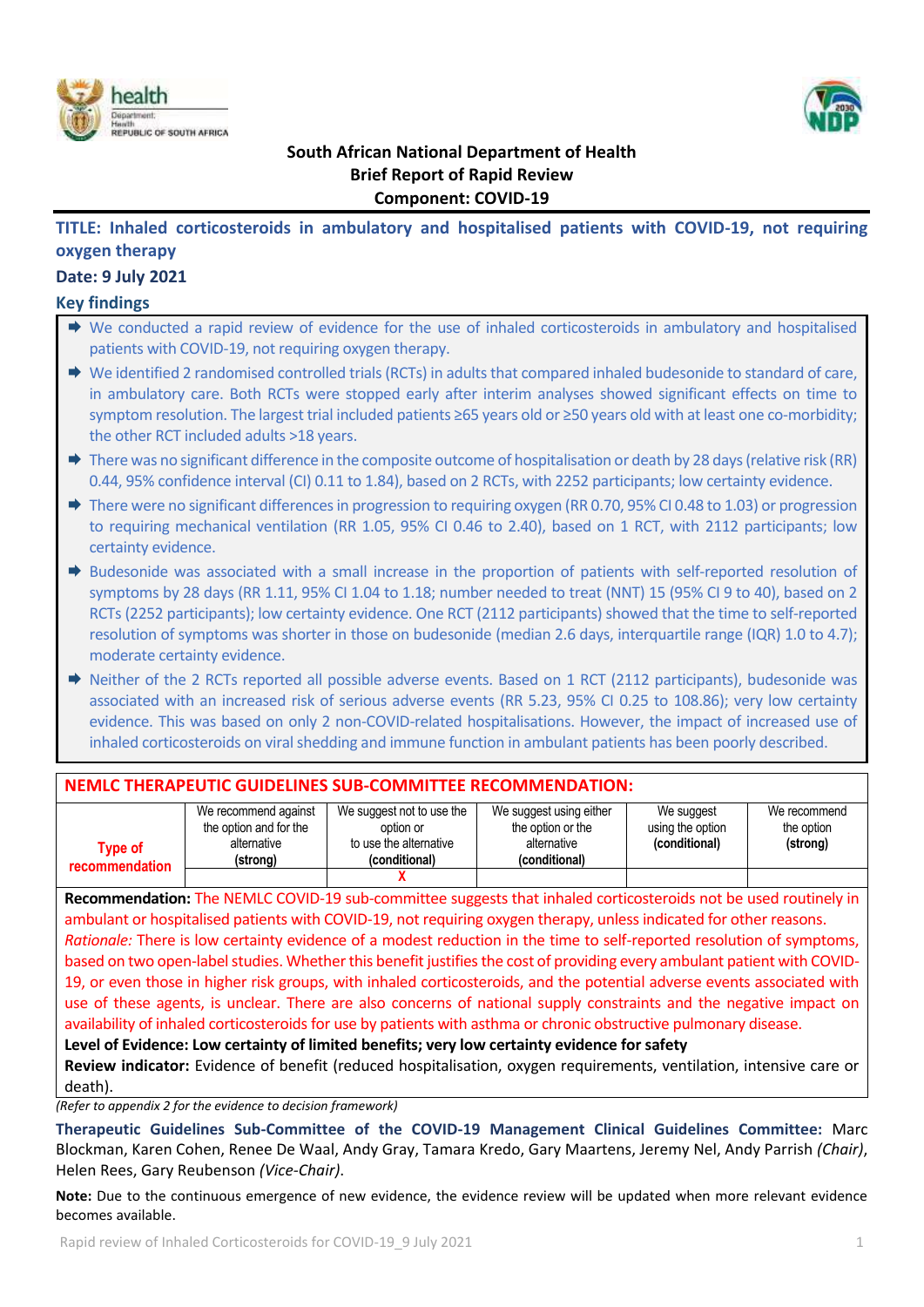**South African National Department of Health**
**Brief Report of Rapid Review**
**Component: COVID-19**

# TITLE: Inhaled corticosteroids in ambulatory and hospitalised patients with COVID-19, not requiring oxygen therapy

**Date: 9 July 2021**

## Key findings

- We conducted a rapid review of evidence for the use of inhaled corticosteroids in ambulatory and hospitalised patients with COVID-19, not requiring oxygen therapy.
- We identified 2 randomised controlled trials (RCTs) in adults that compared inhaled budesonide to standard of care, in ambulatory care. Both RCTs were stopped early after interim analyses showed significant effects on time to symptom resolution. The largest trial included patients ≥65 years old or ≥50 years old with at least one co-morbidity; the other RCT included adults >18 years.
- There was no significant difference in the composite outcome of hospitalisation or death by 28 days (relative risk (RR) 0.44, 95% confidence interval (CI) 0.11 to 1.84), based on 2 RCTs, with 2252 participants; low certainty evidence.
- There were no significant differences in progression to requiring oxygen (RR 0.70, 95% CI 0.48 to 1.03) or progression to requiring mechanical ventilation (RR 1.05, 95% CI 0.46 to 2.40), based on 1 RCT, with 2112 participants; low certainty evidence.
- Budesonide was associated with a small increase in the proportion of patients with self-reported resolution of symptoms by 28 days (RR 1.11, 95% CI 1.04 to 1.18; number needed to treat (NNT) 15 (95% CI 9 to 40), based on 2 RCTs (2252 participants); low certainty evidence. One RCT (2112 participants) showed that the time to self-reported resolution of symptoms was shorter in those on budesonide (median 2.6 days, interquartile range (IQR) 1.0 to 4.7); moderate certainty evidence.
- Neither of the 2 RCTs reported all possible adverse events. Based on 1 RCT (2112 participants), budesonide was associated with an increased risk of serious adverse events (RR 5.23, 95% CI 0.25 to 108.86); very low certainty evidence. This was based on only 2 non-COVID-related hospitalisations. However, the impact of increased use of inhaled corticosteroids on viral shedding and immune function in ambulant patients has been poorly described.

**NEMLC THERAPEUTIC GUIDELINES SUB-COMMITTEE RECOMMENDATION:**

| Type of recommendation | We recommend against the option and for the alternative **(strong)** | We suggest not to use the option or to use the alternative **(conditional)** | We suggest using either the option or the alternative **(conditional)** | We suggest using the option **(conditional)** | We recommend the option **(strong)** |
|---|---|---|---|---|---|
| | | X | | | |

**Recommendation:** The NEMLC COVID-19 sub-committee suggests that inhaled corticosteroids not be used routinely in ambulant or hospitalised patients with COVID-19, not requiring oxygen therapy, unless indicated for other reasons.

*Rationale:* There is low certainty evidence of a modest reduction in the time to self-reported resolution of symptoms, based on two open-label studies. Whether this benefit justifies the cost of providing every ambulant patient with COVID-19, or even those in higher risk groups, with inhaled corticosteroids, and the potential adverse events associated with use of these agents, is unclear. There are also concerns of national supply constraints and the negative impact on availability of inhaled corticosteroids for use by patients with asthma or chronic obstructive pulmonary disease.

**Level of Evidence: Low certainty of limited benefits; very low certainty evidence for safety**

**Review indicator:** Evidence of benefit (reduced hospitalisation, oxygen requirements, ventilation, intensive care or death).

*(Refer to appendix 2 for the evidence to decision framework)*

**Therapeutic Guidelines Sub-Committee of the COVID-19 Management Clinical Guidelines Committee:** Marc Blockman, Karen Cohen, Renee De Waal, Andy Gray, Tamara Kredo, Gary Maartens, Jeremy Nel, Andy Parrish *(Chair)*, Helen Rees, Gary Reubenson *(Vice-Chair)*.

**Note:** Due to the continuous emergence of new evidence, the evidence review will be updated when more relevant evidence becomes available.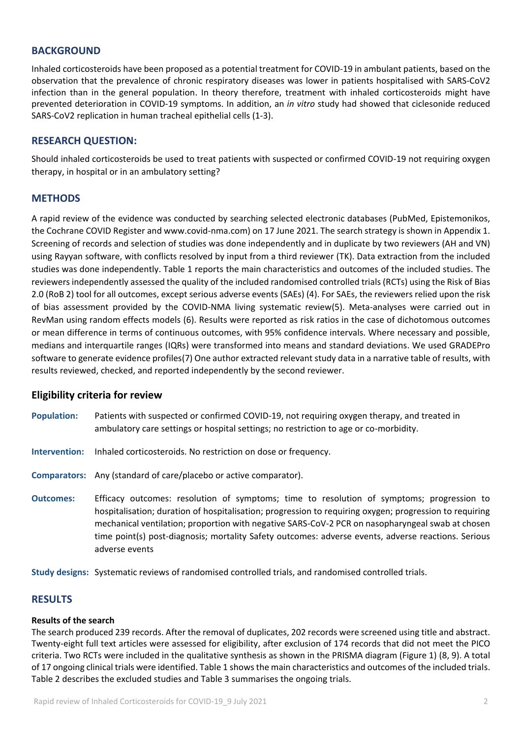## BACKGROUND

Inhaled corticosteroids have been proposed as a potential treatment for COVID-19 in ambulant patients, based on the observation that the prevalence of chronic respiratory diseases was lower in patients hospitalised with SARS-CoV2 infection than in the general population. In theory therefore, treatment with inhaled corticosteroids might have prevented deterioration in COVID-19 symptoms. In addition, an *in vitro* study had showed that ciclesonide reduced SARS-CoV2 replication in human tracheal epithelial cells (1-3).

## RESEARCH QUESTION:

Should inhaled corticosteroids be used to treat patients with suspected or confirmed COVID-19 not requiring oxygen therapy, in hospital or in an ambulatory setting?

## METHODS

A rapid review of the evidence was conducted by searching selected electronic databases (PubMed, Epistemonikos, the Cochrane COVID Register and www.covid-nma.com) on 17 June 2021. The search strategy is shown in Appendix 1. Screening of records and selection of studies was done independently and in duplicate by two reviewers (AH and VN) using Rayyan software, with conflicts resolved by input from a third reviewer (TK). Data extraction from the included studies was done independently. Table 1 reports the main characteristics and outcomes of the included studies. The reviewers independently assessed the quality of the included randomised controlled trials (RCTs) using the Risk of Bias 2.0 (RoB 2) tool for all outcomes, except serious adverse events (SAEs) (4). For SAEs, the reviewers relied upon the risk of bias assessment provided by the COVID-NMA living systematic review(5). Meta-analyses were carried out in RevMan using random effects models (6). Results were reported as risk ratios in the case of dichotomous outcomes or mean difference in terms of continuous outcomes, with 95% confidence intervals. Where necessary and possible, medians and interquartile ranges (IQRs) were transformed into means and standard deviations. We used GRADEPro software to generate evidence profiles(7) One author extracted relevant study data in a narrative table of results, with results reviewed, checked, and reported independently by the second reviewer.

### Eligibility criteria for review

**Population:** Patients with suspected or confirmed COVID-19, not requiring oxygen therapy, and treated in ambulatory care settings or hospital settings; no restriction to age or co-morbidity.

**Intervention:** Inhaled corticosteroids. No restriction on dose or frequency.

**Comparators:** Any (standard of care/placebo or active comparator).

**Outcomes:** Efficacy outcomes: resolution of symptoms; time to resolution of symptoms; progression to hospitalisation; duration of hospitalisation; progression to requiring oxygen; progression to requiring mechanical ventilation; proportion with negative SARS-CoV-2 PCR on nasopharyngeal swab at chosen time point(s) post-diagnosis; mortality Safety outcomes: adverse events, adverse reactions. Serious adverse events

**Study designs:** Systematic reviews of randomised controlled trials, and randomised controlled trials.

## RESULTS

#### Results of the search

The search produced 239 records. After the removal of duplicates, 202 records were screened using title and abstract. Twenty-eight full text articles were assessed for eligibility, after exclusion of 174 records that did not meet the PICO criteria. Two RCTs were included in the qualitative synthesis as shown in the PRISMA diagram (Figure 1) (8, 9). A total of 17 ongoing clinical trials were identified. Table 1 shows the main characteristics and outcomes of the included trials. Table 2 describes the excluded studies and Table 3 summarises the ongoing trials.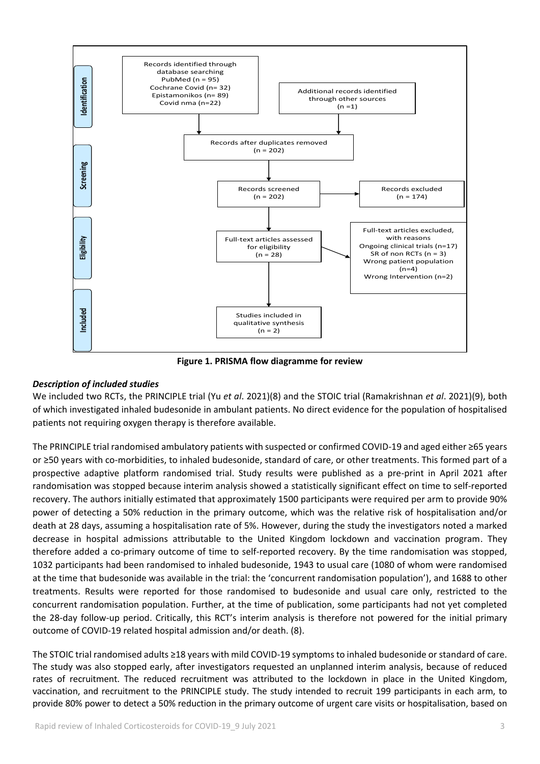Identification

Records identified through database searching
PubMed (n = 95)
Cochrane Covid (n= 32)
Epistamonikos (n= 89)
Covid nma (n=22)

Additional records identified through other sources
(n =1)

Records after duplicates removed
(n = 202)

Screening

Records screened
(n = 202)

Records excluded
(n = 174)

Eligibility

Full-text articles assessed for eligibility
(n = 28)

Full-text articles excluded, with reasons
Ongoing clinical trials (n=17)
SR of non RCTs (n = 3)
Wrong patient population (n=4)
Wrong Intervention (n=2)

Included

Studies included in qualitative synthesis
(n = 2)

**Figure 1. PRISMA flow diagramme for review**

### *Description of included studies*

We included two RCTs, the PRINCIPLE trial (Yu *et al*. 2021)(8) and the STOIC trial (Ramakrishnan *et al*. 2021)(9), both of which investigated inhaled budesonide in ambulant patients. No direct evidence for the population of hospitalised patients not requiring oxygen therapy is therefore available.

The PRINCIPLE trial randomised ambulatory patients with suspected or confirmed COVID-19 and aged either ≥65 years or ≥50 years with co-morbidities, to inhaled budesonide, standard of care, or other treatments. This formed part of a prospective adaptive platform randomised trial. Study results were published as a pre-print in April 2021 after randomisation was stopped because interim analysis showed a statistically significant effect on time to self-reported recovery. The authors initially estimated that approximately 1500 participants were required per arm to provide 90% power of detecting a 50% reduction in the primary outcome, which was the relative risk of hospitalisation and/or death at 28 days, assuming a hospitalisation rate of 5%. However, during the study the investigators noted a marked decrease in hospital admissions attributable to the United Kingdom lockdown and vaccination program. They therefore added a co-primary outcome of time to self-reported recovery. By the time randomisation was stopped, 1032 participants had been randomised to inhaled budesonide, 1943 to usual care (1080 of whom were randomised at the time that budesonide was available in the trial: the 'concurrent randomisation population'), and 1688 to other treatments. Results were reported for those randomised to budesonide and usual care only, restricted to the concurrent randomisation population. Further, at the time of publication, some participants had not yet completed the 28-day follow-up period. Critically, this RCT's interim analysis is therefore not powered for the initial primary outcome of COVID-19 related hospital admission and/or death. (8).

The STOIC trial randomised adults ≥18 years with mild COVID-19 symptoms to inhaled budesonide or standard of care. The study was also stopped early, after investigators requested an unplanned interim analysis, because of reduced rates of recruitment. The reduced recruitment was attributed to the lockdown in place in the United Kingdom, vaccination, and recruitment to the PRINCIPLE study. The study intended to recruit 199 participants in each arm, to provide 80% power to detect a 50% reduction in the primary outcome of urgent care visits or hospitalisation, based on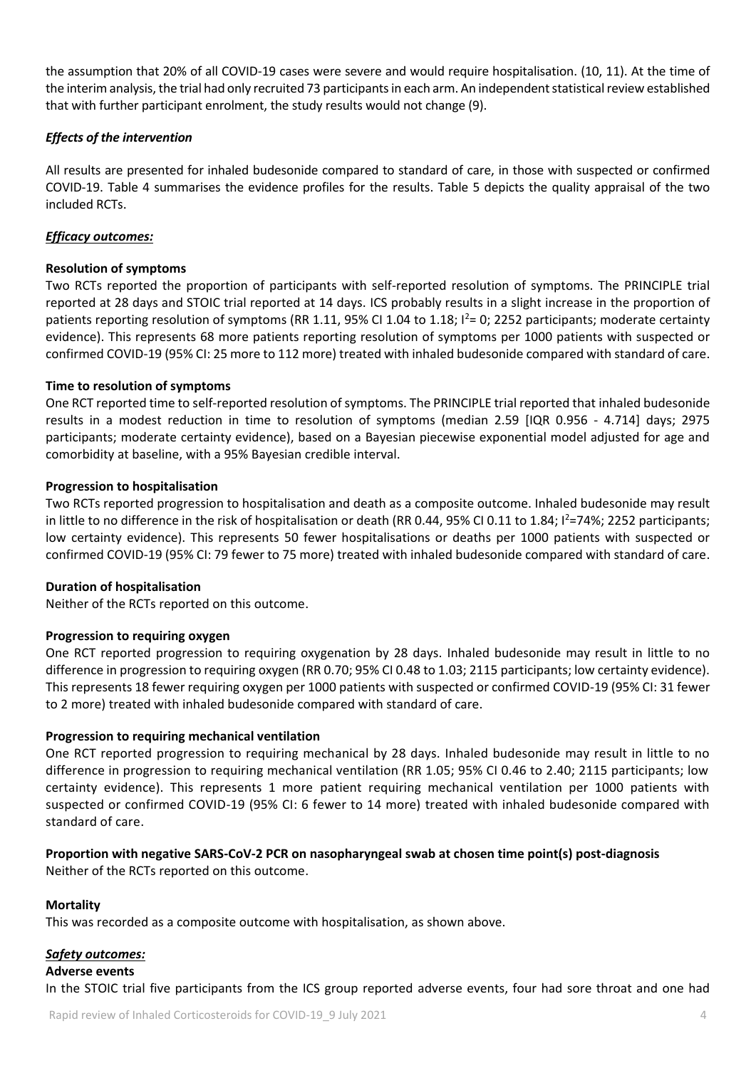the assumption that 20% of all COVID-19 cases were severe and would require hospitalisation. (10, 11). At the time of the interim analysis, the trial had only recruited 73 participants in each arm. An independent statistical review established that with further participant enrolment, the study results would not change (9).

### *Effects of the intervention*

All results are presented for inhaled budesonide compared to standard of care, in those with suspected or confirmed COVID-19. Table 4 summarises the evidence profiles for the results. Table 5 depicts the quality appraisal of the two included RCTs.

### ***Efficacy outcomes:***

**Resolution of symptoms**

Two RCTs reported the proportion of participants with self-reported resolution of symptoms. The PRINCIPLE trial reported at 28 days and STOIC trial reported at 14 days. ICS probably results in a slight increase in the proportion of patients reporting resolution of symptoms (RR 1.11, 95% CI 1.04 to 1.18; $I^2$= 0; 2252 participants; moderate certainty evidence). This represents 68 more patients reporting resolution of symptoms per 1000 patients with suspected or confirmed COVID-19 (95% CI: 25 more to 112 more) treated with inhaled budesonide compared with standard of care.

**Time to resolution of symptoms**

One RCT reported time to self-reported resolution of symptoms. The PRINCIPLE trial reported that inhaled budesonide results in a modest reduction in time to resolution of symptoms (median 2.59 [IQR 0.956 - 4.714] days; 2975 participants; moderate certainty evidence), based on a Bayesian piecewise exponential model adjusted for age and comorbidity at baseline, with a 95% Bayesian credible interval.

**Progression to hospitalisation**

Two RCTs reported progression to hospitalisation and death as a composite outcome. Inhaled budesonide may result in little to no difference in the risk of hospitalisation or death (RR 0.44, 95% CI 0.11 to 1.84; $I^2$=74%; 2252 participants; low certainty evidence). This represents 50 fewer hospitalisations or deaths per 1000 patients with suspected or confirmed COVID-19 (95% CI: 79 fewer to 75 more) treated with inhaled budesonide compared with standard of care.

**Duration of hospitalisation**

Neither of the RCTs reported on this outcome.

**Progression to requiring oxygen**

One RCT reported progression to requiring oxygenation by 28 days. Inhaled budesonide may result in little to no difference in progression to requiring oxygen (RR 0.70; 95% CI 0.48 to 1.03; 2115 participants; low certainty evidence). This represents 18 fewer requiring oxygen per 1000 patients with suspected or confirmed COVID-19 (95% CI: 31 fewer to 2 more) treated with inhaled budesonide compared with standard of care.

**Progression to requiring mechanical ventilation**

One RCT reported progression to requiring mechanical by 28 days. Inhaled budesonide may result in little to no difference in progression to requiring mechanical ventilation (RR 1.05; 95% CI 0.46 to 2.40; 2115 participants; low certainty evidence). This represents 1 more patient requiring mechanical ventilation per 1000 patients with suspected or confirmed COVID-19 (95% CI: 6 fewer to 14 more) treated with inhaled budesonide compared with standard of care.

**Proportion with negative SARS-CoV-2 PCR on nasopharyngeal swab at chosen time point(s) post-diagnosis**

Neither of the RCTs reported on this outcome.

**Mortality**

This was recorded as a composite outcome with hospitalisation, as shown above.

### ***Safety outcomes:***

**Adverse events**

In the STOIC trial five participants from the ICS group reported adverse events, four had sore throat and one had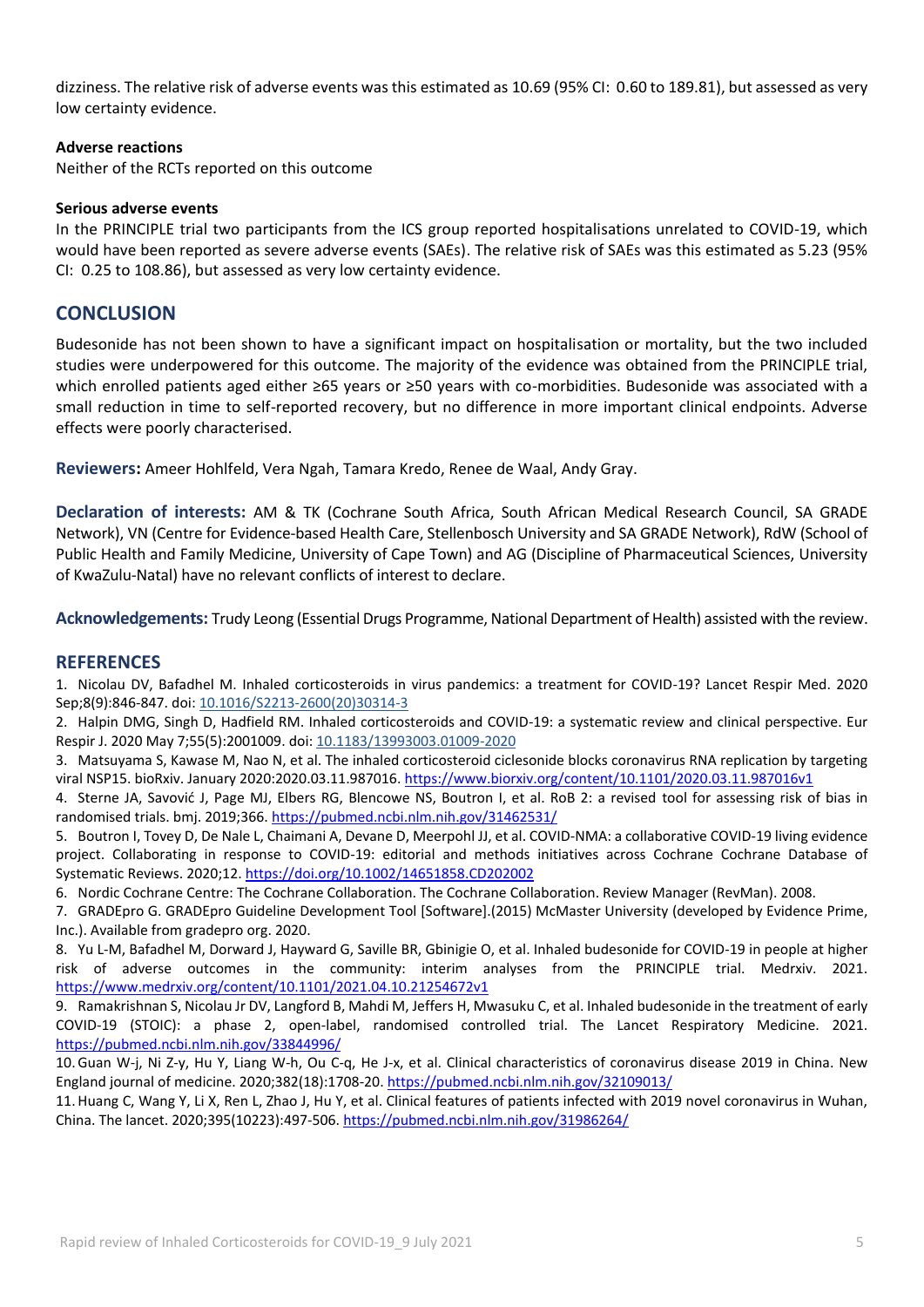dizziness. The relative risk of adverse events was this estimated as 10.69 (95% CI: 0.60 to 189.81), but assessed as very low certainty evidence.

**Adverse reactions**

Neither of the RCTs reported on this outcome

**Serious adverse events**

In the PRINCIPLE trial two participants from the ICS group reported hospitalisations unrelated to COVID-19, which would have been reported as severe adverse events (SAEs). The relative risk of SAEs was this estimated as 5.23 (95% CI: 0.25 to 108.86), but assessed as very low certainty evidence.

## CONCLUSION

Budesonide has not been shown to have a significant impact on hospitalisation or mortality, but the two included studies were underpowered for this outcome. The majority of the evidence was obtained from the PRINCIPLE trial, which enrolled patients aged either ≥65 years or ≥50 years with co-morbidities. Budesonide was associated with a small reduction in time to self-reported recovery, but no difference in more important clinical endpoints. Adverse effects were poorly characterised.

**Reviewers:** Ameer Hohlfeld, Vera Ngah, Tamara Kredo, Renee de Waal, Andy Gray.

**Declaration of interests:** AM & TK (Cochrane South Africa, South African Medical Research Council, SA GRADE Network), VN (Centre for Evidence-based Health Care, Stellenbosch University and SA GRADE Network), RdW (School of Public Health and Family Medicine, University of Cape Town) and AG (Discipline of Pharmaceutical Sciences, University of KwaZulu-Natal) have no relevant conflicts of interest to declare.

**Acknowledgements:** Trudy Leong (Essential Drugs Programme, National Department of Health) assisted with the review.

## REFERENCES

1. Nicolau DV, Bafadhel M. Inhaled corticosteroids in virus pandemics: a treatment for COVID-19? Lancet Respir Med. 2020 Sep;8(9):846-847. doi: 10.1016/S2213-2600(20)30314-3
2. Halpin DMG, Singh D, Hadfield RM. Inhaled corticosteroids and COVID-19: a systematic review and clinical perspective. Eur Respir J. 2020 May 7;55(5):2001009. doi: 10.1183/13993003.01009-2020
3. Matsuyama S, Kawase M, Nao N, et al. The inhaled corticosteroid ciclesonide blocks coronavirus RNA replication by targeting viral NSP15. bioRxiv. January 2020:2020.03.11.987016. https://www.biorxiv.org/content/10.1101/2020.03.11.987016v1
4. Sterne JA, Savović J, Page MJ, Elbers RG, Blencowe NS, Boutron I, et al. RoB 2: a revised tool for assessing risk of bias in randomised trials. bmj. 2019;366. https://pubmed.ncbi.nlm.nih.gov/31462531/
5. Boutron I, Tovey D, De Nale L, Chaimani A, Devane D, Meerpohl JJ, et al. COVID-NMA: a collaborative COVID-19 living evidence project. Collaborating in response to COVID-19: editorial and methods initiatives across Cochrane Cochrane Database of Systematic Reviews. 2020;12. https://doi.org/10.1002/14651858.CD202002
6. Nordic Cochrane Centre: The Cochrane Collaboration. The Cochrane Collaboration. Review Manager (RevMan). 2008.
7. GRADEpro G. GRADEpro Guideline Development Tool [Software].(2015) McMaster University (developed by Evidence Prime, Inc.). Available from gradepro org. 2020.
8. Yu L-M, Bafadhel M, Dorward J, Hayward G, Saville BR, Gbinigie O, et al. Inhaled budesonide for COVID-19 in people at higher risk of adverse outcomes in the community: interim analyses from the PRINCIPLE trial. Medrxiv. 2021. https://www.medrxiv.org/content/10.1101/2021.04.10.21254672v1
9. Ramakrishnan S, Nicolau Jr DV, Langford B, Mahdi M, Jeffers H, Mwasuku C, et al. Inhaled budesonide in the treatment of early COVID-19 (STOIC): a phase 2, open-label, randomised controlled trial. The Lancet Respiratory Medicine. 2021. https://pubmed.ncbi.nlm.nih.gov/33844996/
10. Guan W-j, Ni Z-y, Hu Y, Liang W-h, Ou C-q, He J-x, et al. Clinical characteristics of coronavirus disease 2019 in China. New England journal of medicine. 2020;382(18):1708-20. https://pubmed.ncbi.nlm.nih.gov/32109013/
11. Huang C, Wang Y, Li X, Ren L, Zhao J, Hu Y, et al. Clinical features of patients infected with 2019 novel coronavirus in Wuhan, China. The lancet. 2020;395(10223):497-506. https://pubmed.ncbi.nlm.nih.gov/31986264/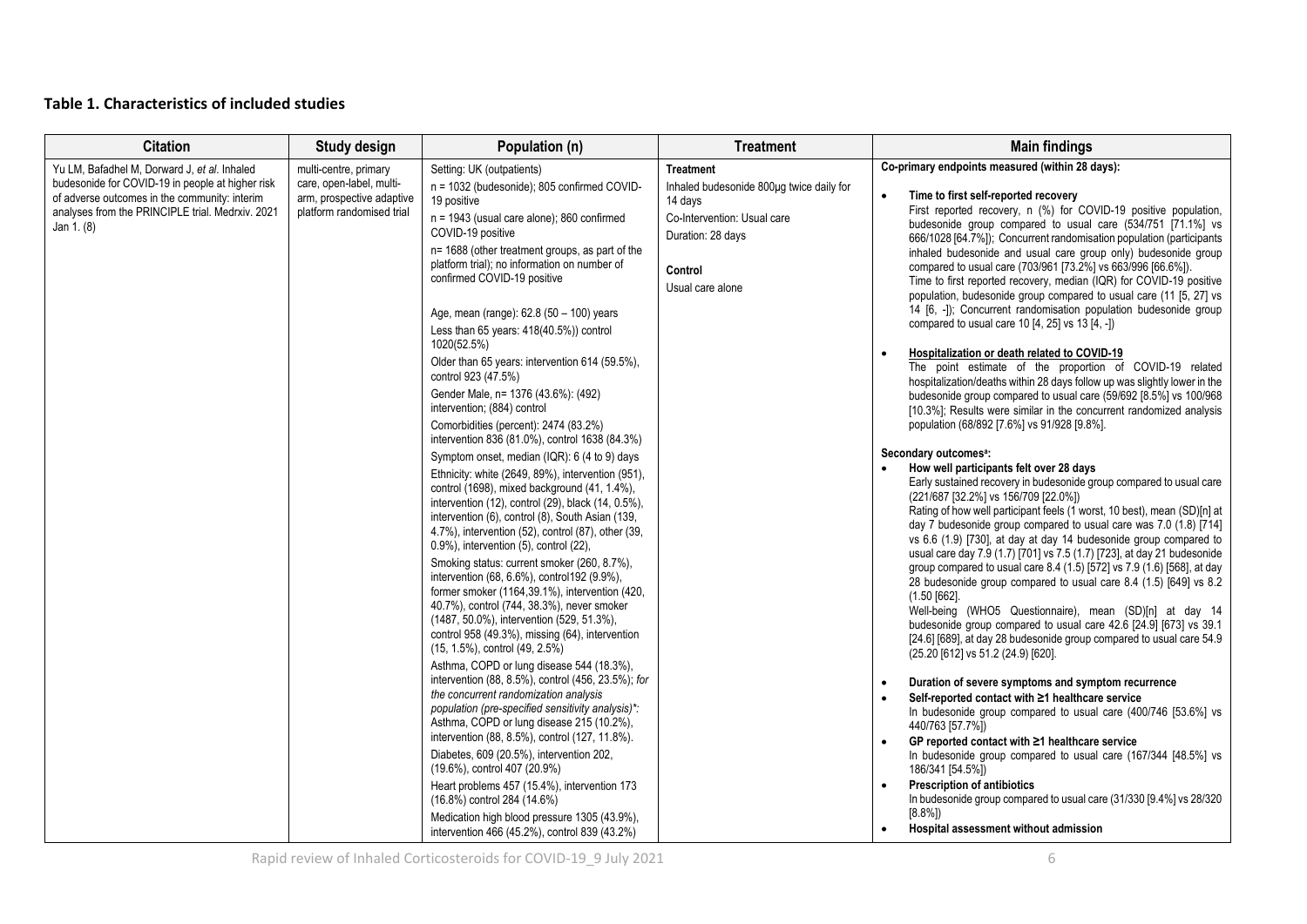## Table 1. Characteristics of included studies

| Citation | Study design | Population (n) | Treatment | Main findings |
|---|---|---|---|---|
| Yu LM, Bafadhel M, Dorward J, *et al.* Inhaled budesonide for COVID-19 in people at higher risk of adverse outcomes in the community: interim analyses from the PRINCIPLE trial. Medrxiv. 2021 Jan 1. (8) | multi-centre, primary care, open-label, multi-arm, prospective adaptive platform randomised trial | Setting: UK (outpatients)<br>n = 1032 (budesonide); 805 confirmed COVID-19 positive<br>n = 1943 (usual care alone); 860 confirmed COVID-19 positive<br>n= 1688 (other treatment groups, as part of the platform trial); no information on number of confirmed COVID-19 positive<br><br>Age, mean (range): 62.8 (50 – 100) years<br>Less than 65 years: 418(40.5%)) control 1020(52.5%)<br>Older than 65 years: intervention 614 (59.5%), control 923 (47.5%)<br>Gender Male, n= 1376 (43.6%): (492) intervention; (884) control<br>Comorbidities (percent): 2474 (83.2%) intervention 836 (81.0%), control 1638 (84.3%)<br>Symptom onset, median (IQR): 6 (4 to 9) days<br>Ethnicity: white (2649, 89%), intervention (951), control (1698), mixed background (41, 1.4%), intervention (12), control (29), black (14, 0.5%), intervention (6), control (8), South Asian (139, 4.7%), intervention (52), control (87), other (39, 0.9%), intervention (5), control (22),<br>Smoking status: current smoker (260, 8.7%), intervention (68, 6.6%), control192 (9.9%), former smoker (1164,39.1%), intervention (420, 40.7%), control (744, 38.3%), never smoker (1487, 50.0%), intervention (529, 51.3%), control 958 (49.3%), missing (64), intervention (15, 1.5%), control (49, 2.5%)<br>Asthma, COPD or lung disease 544 (18.3%), intervention (88, 8.5%), control (456, 23.5%); *for the concurrent randomization analysis population (pre-specified sensitivity analysis)\**: Asthma, COPD or lung disease 215 (10.2%), intervention (88, 8.5%), control (127, 11.8%).<br>Diabetes, 609 (20.5%), intervention 202, (19.6%), control 407 (20.9%)<br>Heart problems 457 (15.4%), intervention 173 (16.8%) control 284 (14.6%)<br>Medication high blood pressure 1305 (43.9%), intervention 466 (45.2%), control 839 (43.2%) | **Treatment**<br>Inhaled budesonide 800µg twice daily for 14 days<br>Co-Intervention: Usual care<br>Duration: 28 days<br><br>**Control**<br>Usual care alone | **Co-primary endpoints measured (within 28 days):**<br>• **Time to first self-reported recovery**<br>First reported recovery, n (%) for COVID-19 positive population, budesonide group compared to usual care (534/751 [71.1%] vs 666/1028 [64.7%]); Concurrent randomisation population (participants inhaled budesonide and usual care group only) budesonide group compared to usual care (703/961 [73.2%] vs 663/996 [66.6%]).<br>Time to first reported recovery, median (IQR) for COVID-19 positive population, budesonide group compared to usual care (11 [5, 27] vs 14 [6, -]); Concurrent randomisation population budesonide group compared to usual care 10 [4, 25] vs 13 [4, -])<br>• **<u>Hospitalization or death related to COVID-19</u>**<br>The point estimate of the proportion of COVID-19 related hospitalization/deaths within 28 days follow up was slightly lower in the budesonide group compared to usual care (59/692 [8.5%] vs 100/968 [10.3%]; Results were similar in the concurrent randomized analysis population (68/892 [7.6%] vs 91/928 [9.8%].<br><br>**Secondary outcomes[a]:**<br>• **How well participants felt over 28 days**<br>Early sustained recovery in budesonide group compared to usual care (221/687 [32.2%] vs 156/709 [22.0%])<br>Rating of how well participant feels (1 worst, 10 best), mean (SD)[n] at day 7 budesonide group compared to usual care was 7.0 (1.8) [714] vs 6.6 (1.9) [730], at day at day 14 budesonide group compared to usual care day 7.9 (1.7) [701] vs 7.5 (1.7) [723], at day 21 budesonide group compared to usual care 8.4 (1.5) [572] vs 7.9 (1.6) [568], at day 28 budesonide group compared to usual care 8.4 (1.5) [649] vs 8.2 (1.50 [662].<br>Well-being (WHO5 Questionnaire), mean (SD)[n] at day 14 budesonide group compared to usual care 42.6 [24.9] [673] vs 39.1 [24.6] [689], at day 28 budesonide group compared to usual care 54.9 (25.20 [612] vs 51.2 (24.9) [620].<br>• **Duration of severe symptoms and symptom recurrence**<br>• **Self-reported contact with ≥1 healthcare service**<br>In budesonide group compared to usual care (400/746 [53.6%] vs 440/763 [57.7%])<br>• **GP reported contact with ≥1 healthcare service**<br>In budesonide group compared to usual care (167/344 [48.5%] vs 186/341 [54.5%])<br>• **Prescription of antibiotics**<br>In budesonide group compared to usual care (31/330 [9.4%] vs 28/320 [8.8%])<br>• **Hospital assessment without admission** |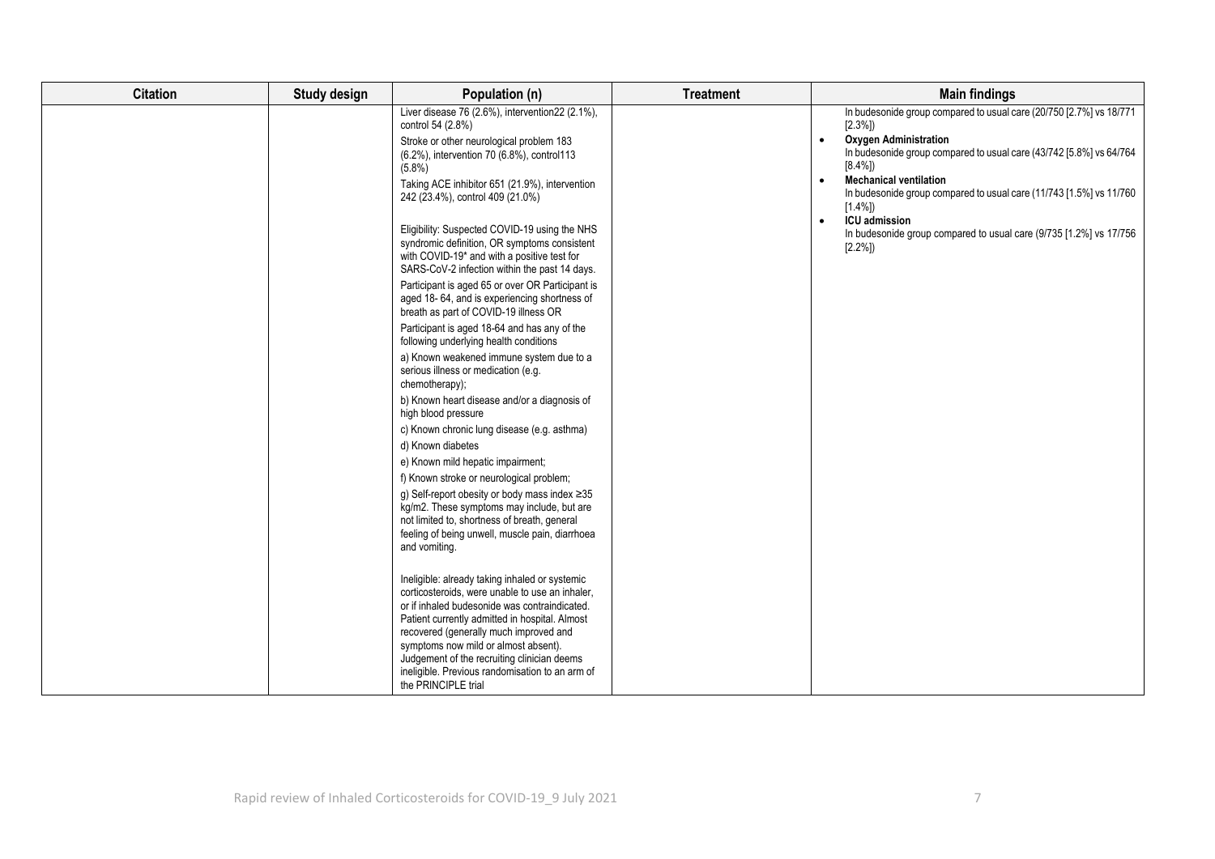| Citation | Study design | Population (n) | Treatment | Main findings |
|---|---|---|---|---|
| | | Liver disease 76 (2.6%), intervention22 (2.1%), control 54 (2.8%)<br><br>Stroke or other neurological problem 183 (6.2%), intervention 70 (6.8%), control113 (5.8%)<br><br>Taking ACE inhibitor 651 (21.9%), intervention 242 (23.4%), control 409 (21.0%)<br><br>Eligibility: Suspected COVID-19 using the NHS syndromic definition, OR symptoms consistent with COVID-19* and with a positive test for SARS-CoV-2 infection within the past 14 days.<br><br>Participant is aged 65 or over OR Participant is aged 18- 64, and is experiencing shortness of breath as part of COVID-19 illness OR<br><br>Participant is aged 18-64 and has any of the following underlying health conditions<br><br>a) Known weakened immune system due to a serious illness or medication (e.g. chemotherapy);<br><br>b) Known heart disease and/or a diagnosis of high blood pressure<br><br>c) Known chronic lung disease (e.g. asthma)<br><br>d) Known diabetes<br><br>e) Known mild hepatic impairment;<br><br>f) Known stroke or neurological problem;<br><br>g) Self-report obesity or body mass index ≥35 kg/m2. These symptoms may include, but are not limited to, shortness of breath, general feeling of being unwell, muscle pain, diarrhoea and vomiting.<br><br>Ineligible: already taking inhaled or systemic corticosteroids, were unable to use an inhaler, or if inhaled budesonide was contraindicated. Patient currently admitted in hospital. Almost recovered (generally much improved and symptoms now mild or almost absent). Judgement of the recruiting clinician deems ineligible. Previous randomisation to an arm of the PRINCIPLE trial | | In budesonide group compared to usual care (20/750 [2.7%] vs 18/771 [2.3%])<br><br>• **Oxygen Administration**<br>In budesonide group compared to usual care (43/742 [5.8%] vs 64/764 [8.4%])<br><br>• **Mechanical ventilation**<br>In budesonide group compared to usual care (11/743 [1.5%] vs 11/760 [1.4%])<br><br>• **ICU admission**<br>In budesonide group compared to usual care (9/735 [1.2%] vs 17/756 [2.2%]) |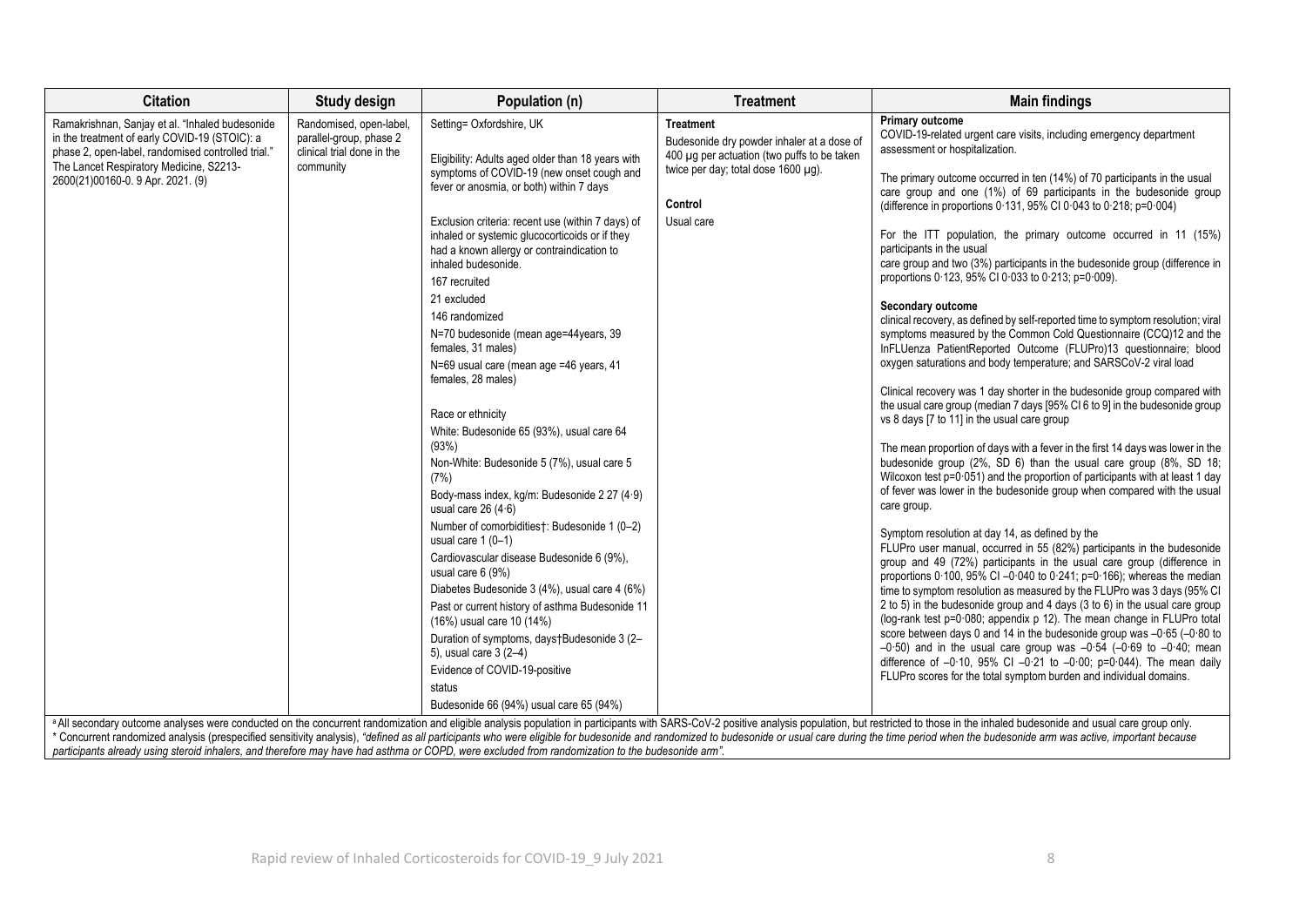| Citation | Study design | Population (n) | Treatment | Main findings |
|---|---|---|---|---|
| Ramakrishnan, Sanjay et al. "Inhaled budesonide in the treatment of early COVID-19 (STOIC): a phase 2, open-label, randomised controlled trial." The Lancet Respiratory Medicine, S2213-2600(21)00160-0. 9 Apr. 2021. (9) | Randomised, open-label, parallel-group, phase 2 clinical trial done in the community | Setting= Oxfordshire, UK<br><br>Eligibility: Adults aged older than 18 years with symptoms of COVID-19 (new onset cough and fever or anosmia, or both) within 7 days<br><br>Exclusion criteria: recent use (within 7 days) of inhaled or systemic glucocorticoids or if they had a known allergy or contraindication to inhaled budesonide.<br>167 recruited<br>21 excluded<br>146 randomized<br>N=70 budesonide (mean age=44years, 39 females, 31 males)<br>N=69 usual care (mean age =46 years, 41 females, 28 males)<br><br>Race or ethnicity<br>White: Budesonide 65 (93%), usual care 64 (93%)<br>Non-White: Budesonide 5 (7%), usual care 5 (7%)<br>Body-mass index, kg/m: Budesonide 2 27 (4·9) usual care 26 (4·6)<br>Number of comorbidities†: Budesonide 1 (0–2) usual care 1 (0–1)<br>Cardiovascular disease Budesonide 6 (9%), usual care 6 (9%)<br>Diabetes Budesonide 3 (4%), usual care 4 (6%)<br>Past or current history of asthma Budesonide 11 (16%) usual care 10 (14%)<br>Duration of symptoms, days†Budesonide 3 (2–5), usual care 3 (2–4)<br>Evidence of COVID-19-positive status<br>Budesonide 66 (94%) usual care 65 (94%) | **Treatment**<br>Budesonide dry powder inhaler at a dose of 400 µg per actuation (two puffs to be taken twice per day; total dose 1600 µg).<br><br>**Control**<br>Usual care | **Primary outcome**<br>COVID-19-related urgent care visits, including emergency department assessment or hospitalization.<br><br>The primary outcome occurred in ten (14%) of 70 participants in the usual care group and one (1%) of 69 participants in the budesonide group (difference in proportions 0·131, 95% CI 0·043 to 0·218; p=0·004)<br><br>For the ITT population, the primary outcome occurred in 11 (15%) participants in the usual care group and two (3%) participants in the budesonide group (difference in proportions 0·123, 95% CI 0·033 to 0·213; p=0·009).<br><br>**Secondary outcome**<br>clinical recovery, as defined by self-reported time to symptom resolution; viral symptoms measured by the Common Cold Questionnaire (CCQ)12 and the InFLUenza PatientReported Outcome (FLUPro)13 questionnaire; blood oxygen saturations and body temperature; and SARSCoV-2 viral load<br><br>Clinical recovery was 1 day shorter in the budesonide group compared with the usual care group (median 7 days [95% CI 6 to 9] in the budesonide group vs 8 days [7 to 11] in the usual care group<br><br>The mean proportion of days with a fever in the first 14 days was lower in the budesonide group (2%, SD 6) than the usual care group (8%, SD 18; Wilcoxon test p=0·051) and the proportion of participants with at least 1 day of fever was lower in the budesonide group when compared with the usual care group.<br><br>Symptom resolution at day 14, as defined by the FLUPro user manual, occurred in 55 (82%) participants in the budesonide group and 49 (72%) participants in the usual care group (difference in proportions 0·100, 95% CI –0·040 to 0·241; p=0·166); whereas the median time to symptom resolution as measured by the FLUPro was 3 days (95% CI 2 to 5) in the budesonide group and 4 days (3 to 6) in the usual care group (log-rank test p=0·080; appendix p 12). The mean change in FLUPro total score between days 0 and 14 in the budesonide group was –0·65 (–0·80 to –0·50) and in the usual care group was –0·54 (–0·69 to –0·40; mean difference of –0·10, 95% CI –0·21 to –0·00; p=0·044). The mean daily FLUPro scores for the total symptom burden and individual domains. |

[a] All secondary outcome analyses were conducted on the concurrent randomization and eligible analysis population in participants with SARS-CoV-2 positive analysis population, but restricted to those in the inhaled budesonide and usual care group only.
* Concurrent randomized analysis (prespecified sensitivity analysis), *"defined as all participants who were eligible for budesonide and randomized to budesonide or usual care during the time period when the budesonide arm was active, important because participants already using steroid inhalers, and therefore may have had asthma or COPD, were excluded from randomization to the budesonide arm".*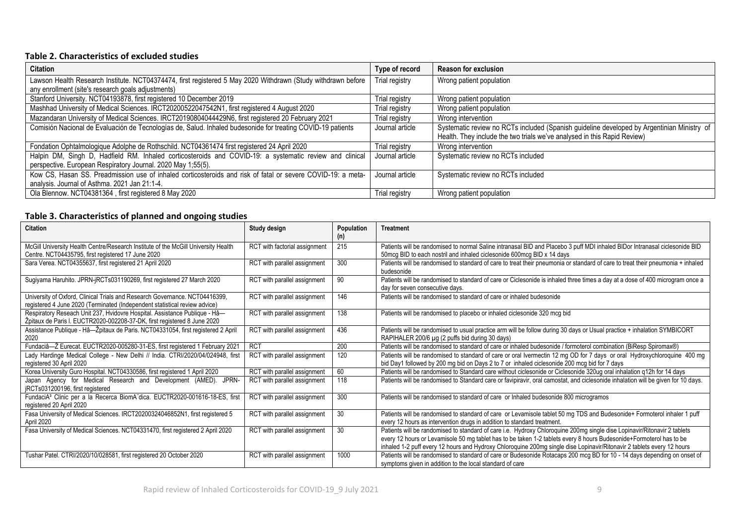### Table 2. Characteristics of excluded studies

| Citation | Type of record | Reason for exclusion |
|---|---|---|
| Lawson Health Research Institute. NCT04374474, first registered 5 May 2020 Withdrawn (Study withdrawn before any enrollment (site's research goals adjustments) | Trial registry | Wrong patient population |
| Stanford University. NCT04193878, first registered 10 December 2019 | Trial registry | Wrong patient population |
| Mashhad University of Medical Sciences. IRCT20200522047542N1, first registered 4 August 2020 | Trial registry | Wrong patient population |
| Mazandaran University of Medical Sciences. IRCT20190804044429N6, first registered 20 February 2021 | Trial registry | Wrong intervention |
| Comisión Nacional de Evaluación de Tecnologías de, Salud. Inhaled budesonide for treating COVID-19 patients | Journal article | Systematic review no RCTs included (Spanish guideline developed by Argentinian Ministry of Health. They include the two trials we've analysed in this Rapid Review) |
| Fondation Ophtalmologique Adolphe de Rothschild. NCT04361474 first registered 24 April 2020 | Trial registry | Wrong intervention |
| Halpin DM, Singh D, Hadfield RM. Inhaled corticosteroids and COVID-19: a systematic review and clinical perspective. European Respiratory Journal. 2020 May 1;55(5). | Journal article | Systematic review no RCTs included |
| Kow CS, Hasan SS. Preadmission use of inhaled corticosteroids and risk of fatal or severe COVID-19: a meta-analysis. Journal of Asthma. 2021 Jan 21:1-4. | Journal article | Systematic review no RCTs included |
| Ola Blennow. NCT04381364 , first registered 8 May 2020 | Trial registry | Wrong patient population |

### Table 3. Characteristics of planned and ongoing studies

| Citation | Study design | Population (n) | Treatment |
|---|---|---|---|
| McGill University Health Centre/Research Institute of the McGill University Health Centre. NCT04435795, first registered 17 June 2020 | RCT with factorial assignment | 215 | Patients will be randomised to normal Saline intranasal BID and Placebo 3 puff MDI inhaled BIDor Intranasal ciclesonide BID 50mcg BID to each nostril and inhaled ciclesonide 600mcg BID x 14 days |
| Sara Verea. NCT04355637, first registered 21 April 2020 | RCT with parallel assignment | 300 | Patients will be randomised to standard of care to treat their pneumonia or standard of care to treat their pneumonia + inhaled budesonide |
| Sugiyama Haruhito. JPRN-jRCTs031190269, first registered 27 March 2020 | RCT with parallel assignment | 90 | Patients will be randomised to standard of care or Ciclesonide is inhaled three times a day at a dose of 400 microgram once a day for seven consecutive days. |
| University of Oxford, Clinical Trials and Research Governance. NCT04416399, registered 4 June 2020 (Terminated (Independent statistical review advice) | RCT with parallel assignment | 146 | Patients will be randomised to standard of care or inhaled budesonide |
| Respiratory Reseach Unit 237, Hvidovre Hospital. Assistance Publique - Hâ—Žpitaux de Paris I. EUCTR2020-002208-37-DK, first registered 8 June 2020 | RCT with parallel assignment | 138 | Patients will be randomised to placebo or inhaled ciclesonide 320 mcg bid |
| Assistance Publique - Hâ—Žpitaux de Paris. NCT04331054, first registered 2 April 2020 | RCT with parallel assignment | 436 | Patients will be randomised to usual practice arm will be follow during 30 days or Usual practice + inhalation SYMBICORT RAPIHALER 200/6 µg (2 puffs bid during 30 days) |
| Fundaciâ—Ž Eurecat. EUCTR2020-005280-31-ES, first registered 1 February 2021 | RCT | 200 | Patients will be randomised to standard of care or inhaled budesonide / formoterol combination (BiResp Spiromax®) |
| Lady Hardinge Medical College - New Delhi // India. CTRI/2020/04/024948, first registered 30 April 2020 | RCT with parallel assignment | 120 | Patients will be randomised to standard of care or oral Ivermectin 12 mg OD for 7 days or oral Hydroxychloroquine 400 mg bid Day1 followed by 200 mg bid on Days 2 to 7 or inhaled ciclesonide 200 mcg bid for 7 days |
| Korea University Guro Hospital. NCT04330586, first registered 1 April 2020 | RCT with parallel assignment | 60 | Patients will be randomised to Standard care without ciclesonide or Ciclesonide 320ug oral inhalation q12h for 14 days |
| Japan Agency for Medical Research and Development (AMED). JPRN-jRCTs031200196, first registered | RCT with parallel assignment | 118 | Patients will be randomised to Standard care or favipiravir, oral camostat, and ciclesonide inhalation will be given for 10 days. |
| FundaciÃ³ Clinic per a la Recerca BiomÃ¨dica. EUCTR2020-001616-18-ES, first registered 20 April 2020 | RCT with parallel assignment | 300 | Patients will be randomised to standard of care or Inhaled budesonide 800 microgramos |
| Fasa University of Medical Sciences. IRCT20200324046852N1, first registered 5 April 2020 | RCT with parallel assignment | 30 | Patients will be randomised to standard of care or Levamisole tablet 50 mg TDS and Budesonide+ Formoterol inhaler 1 puff every 12 hours as intervention drugs in addition to standard treatment. |
| Fasa University of Medical Sciences. NCT04331470, first registered 2 April 2020 | RCT with parallel assignment | 30 | Patients will be randomised to standard of care i.e. Hydroxy Chloroquine 200mg single dise Lopinavir/Ritonavir 2 tablets every 12 hours or Levamisole 50 mg tablet has to be taken 1-2 tablets every 8 hours Budesonide+Formoterol has to be inhaled 1-2 puff every 12 hours and Hydroxy Chloroquine 200mg single dise Lopinavir/Ritonavir 2 tablets every 12 hours |
| Tushar Patel. CTRI/2020/10/028581, first registered 20 October 2020 | RCT with parallel assignment | 1000 | Patients will be randomised to standard of care or Budesonide Rotacaps 200 mcg BD for 10 - 14 days depending on onset of symptoms given in addition to the local standard of care |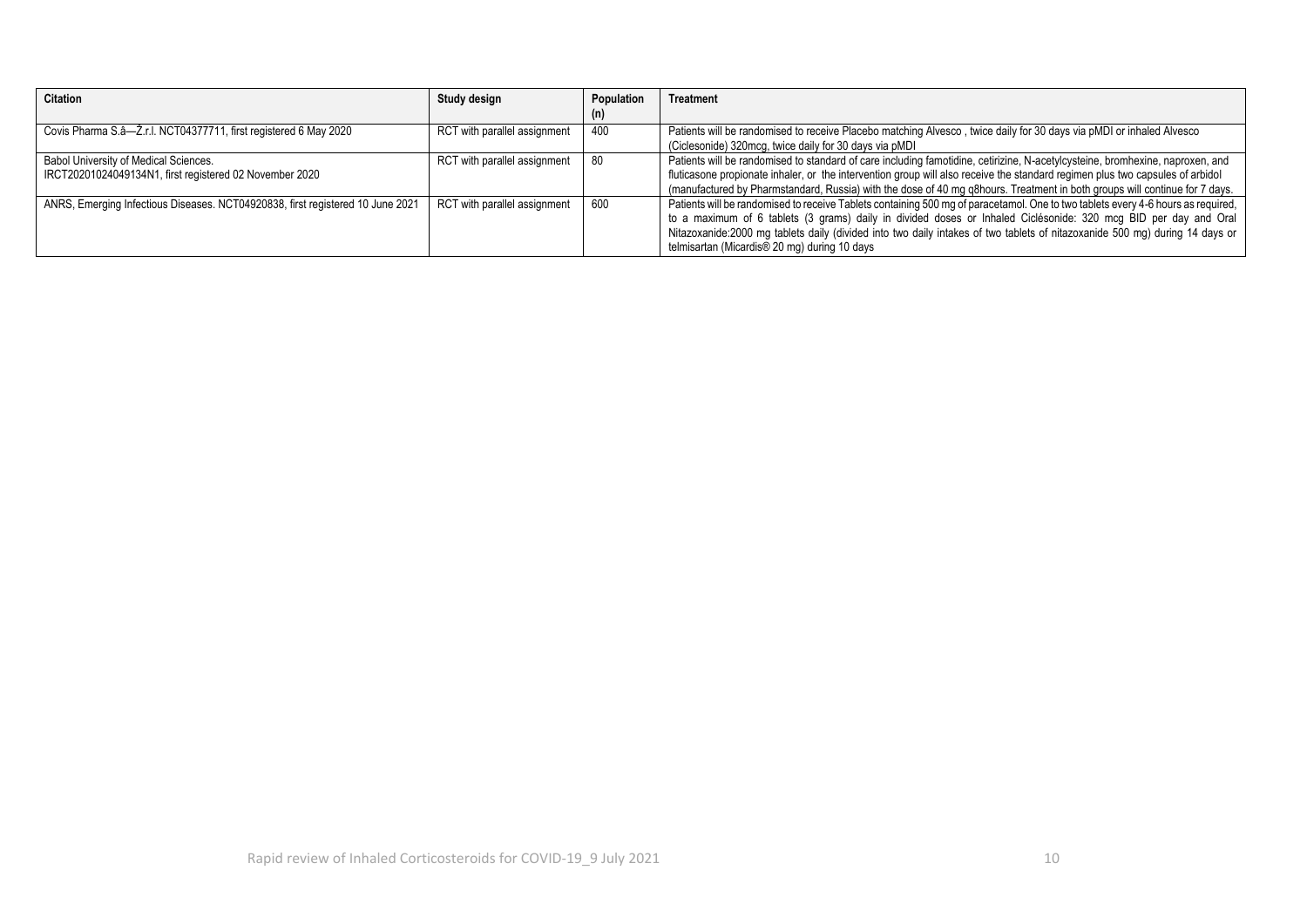| Citation | Study design | Population (n) | Treatment |
| --- | --- | --- | --- |
| Covis Pharma S.â—Ž.r.l. NCT04377711, first registered 6 May 2020 | RCT with parallel assignment | 400 | Patients will be randomised to receive Placebo matching Alvesco , twice daily for 30 days via pMDI or inhaled Alvesco (Ciclesonide) 320mcg, twice daily for 30 days via pMDI |
| Babol University of Medical Sciences. IRCT20201024049134N1, first registered 02 November 2020 | RCT with parallel assignment | 80 | Patients will be randomised to standard of care including famotidine, cetirizine, N-acetylcysteine, bromhexine, naproxen, and fluticasone propionate inhaler, or the intervention group will also receive the standard regimen plus two capsules of arbidol (manufactured by Pharmstandard, Russia) with the dose of 40 mg q8hours. Treatment in both groups will continue for 7 days. |
| ANRS, Emerging Infectious Diseases. NCT04920838, first registered 10 June 2021 | RCT with parallel assignment | 600 | Patients will be randomised to receive Tablets containing 500 mg of paracetamol. One to two tablets every 4-6 hours as required, to a maximum of 6 tablets (3 grams) daily in divided doses or Inhaled Ciclésonide: 320 mcg BID per day and Oral Nitazoxanide:2000 mg tablets daily (divided into two daily intakes of two tablets of nitazoxanide 500 mg) during 14 days or telmisartan (Micardis® 20 mg) during 10 days |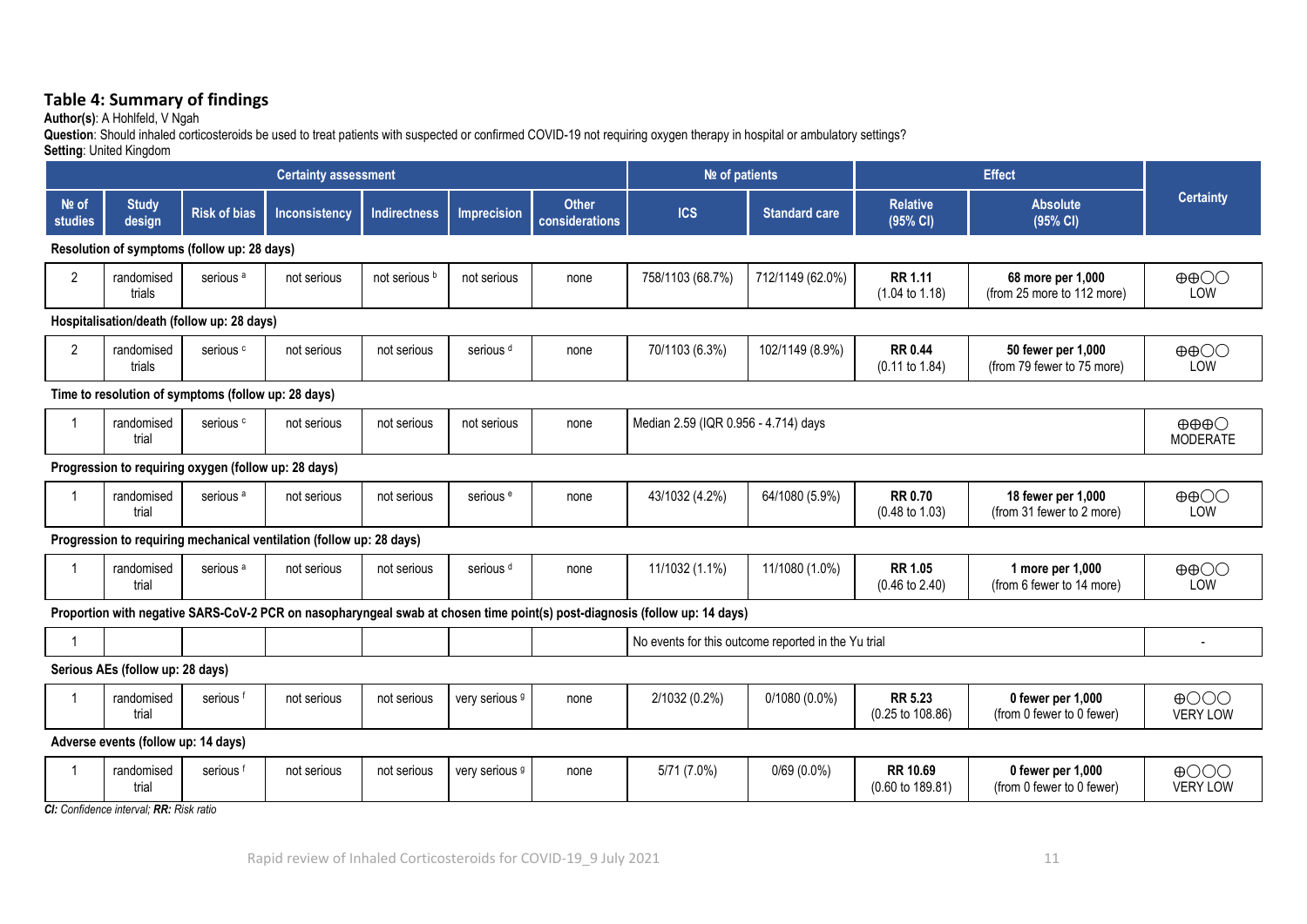### Table 4: Summary of findings

**Author(s)**: A Hohlfeld, V Ngah

**Question**: Should inhaled corticosteroids be used to treat patients with suspected or confirmed COVID-19 not requiring oxygen therapy in hospital or ambulatory settings?

**Setting**: United Kingdom

| Certainty assessment | | | | | | | № of patients | | Effect | | Certainty |
|---|---|---|---|---|---|---|---|---|---|---|---|
| № of studies | Study design | Risk of bias | Inconsistency | Indirectness | Imprecision | Other considerations | ICS | Standard care | Relative (95% CI) | Absolute (95% CI) | |
| **Resolution of symptoms (follow up: 28 days)** | | | | | | | | | | | |
| 2 | randomised trials | serious [a] | not serious | not serious [b] | not serious | none | 758/1103 (68.7%) | 712/1149 (62.0%) | **RR 1.11** (1.04 to 1.18) | **68 more per 1,000** (from 25 more to 112 more) | ⊕⊕◯◯ LOW |
| **Hospitalisation/death (follow up: 28 days)** | | | | | | | | | | | |
| 2 | randomised trials | serious [c] | not serious | not serious | serious [d] | none | 70/1103 (6.3%) | 102/1149 (8.9%) | **RR 0.44** (0.11 to 1.84) | **50 fewer per 1,000** (from 79 fewer to 75 more) | ⊕⊕◯◯ LOW |
| **Time to resolution of symptoms (follow up: 28 days)** | | | | | | | | | | | |
| 1 | randomised trial | serious [c] | not serious | not serious | not serious | none | Median 2.59 (IQR 0.956 - 4.714) days | | | | ⊕⊕⊕◯ MODERATE |
| **Progression to requiring oxygen (follow up: 28 days)** | | | | | | | | | | | |
| 1 | randomised trial | serious [a] | not serious | not serious | serious [e] | none | 43/1032 (4.2%) | 64/1080 (5.9%) | **RR 0.70** (0.48 to 1.03) | **18 fewer per 1,000** (from 31 fewer to 2 more) | ⊕⊕◯◯ LOW |
| **Progression to requiring mechanical ventilation (follow up: 28 days)** | | | | | | | | | | | |
| 1 | randomised trial | serious [a] | not serious | not serious | serious [d] | none | 11/1032 (1.1%) | 11/1080 (1.0%) | **RR 1.05** (0.46 to 2.40) | **1 more per 1,000** (from 6 fewer to 14 more) | ⊕⊕◯◯ LOW |
| **Proportion with negative SARS-CoV-2 PCR on nasopharyngeal swab at chosen time point(s) post-diagnosis (follow up: 14 days)** | | | | | | | | | | | |
| 1 | | | | | | | No events for this outcome reported in the Yu trial | | | | - |
| **Serious AEs (follow up: 28 days)** | | | | | | | | | | | |
| 1 | randomised trial | serious [f] | not serious | not serious | very serious [g] | none | 2/1032 (0.2%) | 0/1080 (0.0%) | **RR 5.23** (0.25 to 108.86) | **0 fewer per 1,000** (from 0 fewer to 0 fewer) | ⊕◯◯◯ VERY LOW |
| **Adverse events (follow up: 14 days)** | | | | | | | | | | | |
| 1 | randomised trial | serious [f] | not serious | not serious | very serious [g] | none | 5/71 (7.0%) | 0/69 (0.0%) | **RR 10.69** (0.60 to 189.81) | **0 fewer per 1,000** (from 0 fewer to 0 fewer) | ⊕◯◯◯ VERY LOW |

***CI:** Confidence interval; **RR:** Risk ratio*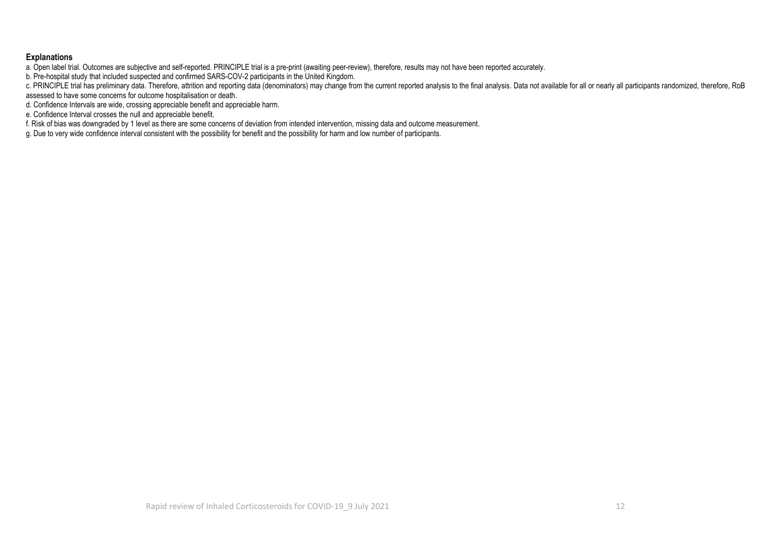**Explanations**

a. Open label trial. Outcomes are subjective and self-reported. PRINCIPLE trial is a pre-print (awaiting peer-review), therefore, results may not have been reported accurately.

b. Pre-hospital study that included suspected and confirmed SARS-COV-2 participants in the United Kingdom.

c. PRINCIPLE trial has preliminary data. Therefore, attrition and reporting data (denominators) may change from the current reported analysis to the final analysis. Data not available for all or nearly all participants randomized, therefore, RoB assessed to have some concerns for outcome hospitalisation or death.

d. Confidence Intervals are wide, crossing appreciable benefit and appreciable harm.

e. Confidence Interval crosses the null and appreciable benefit.

f. Risk of bias was downgraded by 1 level as there are some concerns of deviation from intended intervention, missing data and outcome measurement.

g. Due to very wide confidence interval consistent with the possibility for benefit and the possibility for harm and low number of participants.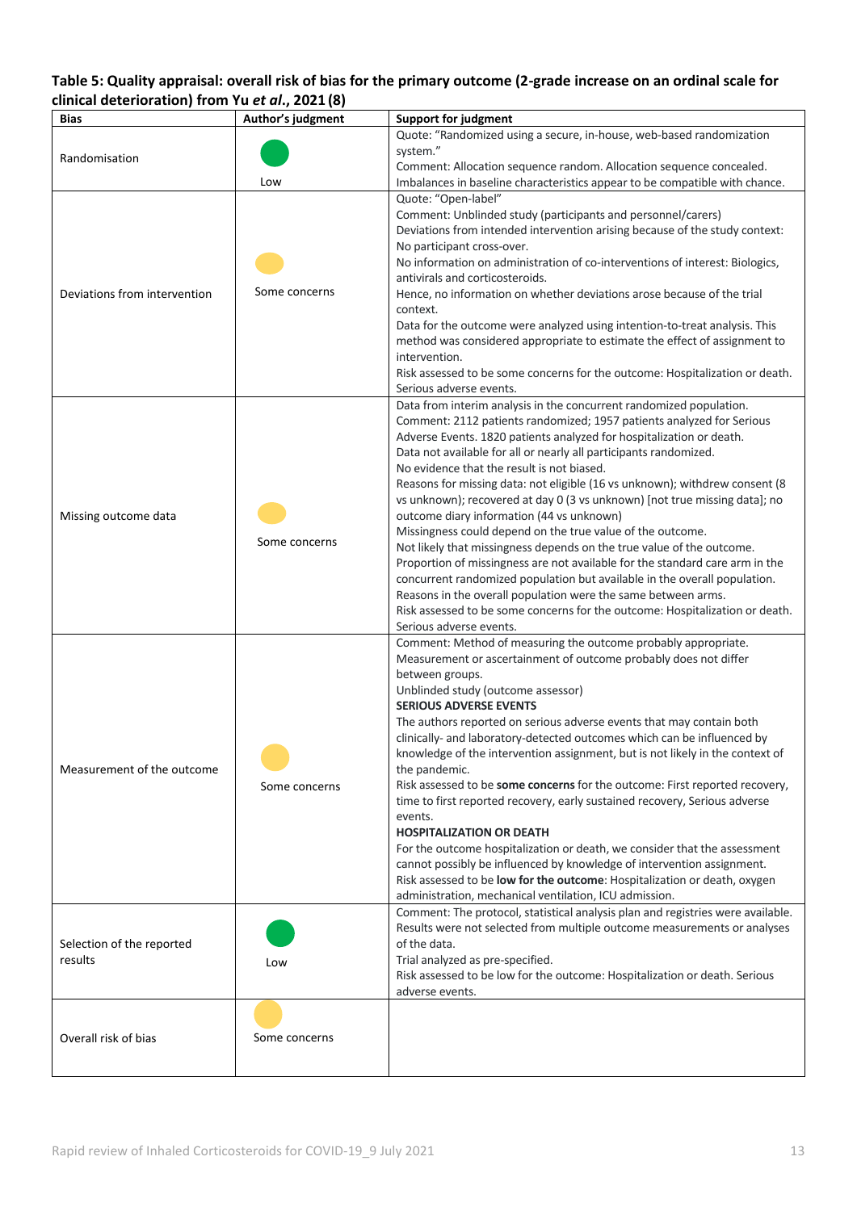**Table 5: Quality appraisal: overall risk of bias for the primary outcome (2-grade increase on an ordinal scale for clinical deterioration) from Yu *et al*., 2021 (8)**

| Bias | Author's judgment | Support for judgment |
|---|---|---|
| Randomisation | Low | Quote: "Randomized using a secure, in-house, web-based randomization system."<br>Comment: Allocation sequence random. Allocation sequence concealed. Imbalances in baseline characteristics appear to be compatible with chance. |
| Deviations from intervention | Some concerns | Quote: "Open-label"<br>Comment: Unblinded study (participants and personnel/carers)<br>Deviations from intended intervention arising because of the study context: No participant cross-over.<br>No information on administration of co-interventions of interest: Biologics, antivirals and corticosteroids.<br>Hence, no information on whether deviations arose because of the trial context.<br>Data for the outcome were analyzed using intention-to-treat analysis. This method was considered appropriate to estimate the effect of assignment to intervention.<br>Risk assessed to be some concerns for the outcome: Hospitalization or death. Serious adverse events. |
| Missing outcome data | Some concerns | Data from interim analysis in the concurrent randomized population.<br>Comment: 2112 patients randomized; 1957 patients analyzed for Serious Adverse Events. 1820 patients analyzed for hospitalization or death.<br>Data not available for all or nearly all participants randomized.<br>No evidence that the result is not biased.<br>Reasons for missing data: not eligible (16 vs unknown); withdrew consent (8 vs unknown); recovered at day 0 (3 vs unknown) [not true missing data]; no outcome diary information (44 vs unknown)<br>Missingness could depend on the true value of the outcome.<br>Not likely that missingness depends on the true value of the outcome.<br>Proportion of missingness are not available for the standard care arm in the concurrent randomized population but available in the overall population.<br>Reasons in the overall population were the same between arms.<br>Risk assessed to be some concerns for the outcome: Hospitalization or death. Serious adverse events. |
| Measurement of the outcome | Some concerns | Comment: Method of measuring the outcome probably appropriate.<br>Measurement or ascertainment of outcome probably does not differ between groups.<br>Unblinded study (outcome assessor)<br>**SERIOUS ADVERSE EVENTS**<br>The authors reported on serious adverse events that may contain both clinically- and laboratory-detected outcomes which can be influenced by knowledge of the intervention assignment, but is not likely in the context of the pandemic.<br>Risk assessed to be **some concerns** for the outcome: First reported recovery, time to first reported recovery, early sustained recovery, Serious adverse events.<br>**HOSPITALIZATION OR DEATH**<br>For the outcome hospitalization or death, we consider that the assessment cannot possibly be influenced by knowledge of intervention assignment.<br>Risk assessed to be **low for the outcome**: Hospitalization or death, oxygen administration, mechanical ventilation, ICU admission. |
| Selection of the reported results | Low | Comment: The protocol, statistical analysis plan and registries were available.<br>Results were not selected from multiple outcome measurements or analyses of the data.<br>Trial analyzed as pre-specified.<br>Risk assessed to be low for the outcome: Hospitalization or death. Serious adverse events. |
| Overall risk of bias | Some concerns | |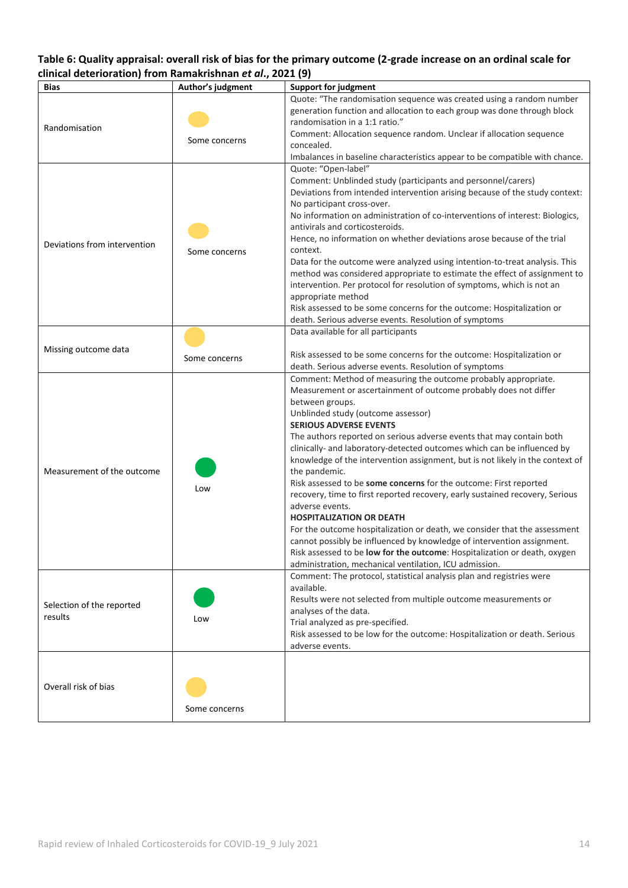**Table 6: Quality appraisal: overall risk of bias for the primary outcome (2-grade increase on an ordinal scale for clinical deterioration) from Ramakrishnan *et al*., 2021 (9)**

| Bias | Author's judgment | Support for judgment |
|---|---|---|
| Randomisation | Some concerns | Quote: "The randomisation sequence was created using a random number generation function and allocation to each group was done through block randomisation in a 1:1 ratio."<br>Comment: Allocation sequence random. Unclear if allocation sequence concealed.<br>Imbalances in baseline characteristics appear to be compatible with chance. |
| Deviations from intervention | Some concerns | Quote: "Open-label"<br>Comment: Unblinded study (participants and personnel/carers)<br>Deviations from intended intervention arising because of the study context: No participant cross-over.<br>No information on administration of co-interventions of interest: Biologics, antivirals and corticosteroids.<br>Hence, no information on whether deviations arose because of the trial context.<br>Data for the outcome were analyzed using intention-to-treat analysis. This method was considered appropriate to estimate the effect of assignment to intervention. Per protocol for resolution of symptoms, which is not an appropriate method<br>Risk assessed to be some concerns for the outcome: Hospitalization or death. Serious adverse events. Resolution of symptoms |
| Missing outcome data | Some concerns | Data available for all participants<br><br>Risk assessed to be some concerns for the outcome: Hospitalization or death. Serious adverse events. Resolution of symptoms |
| Measurement of the outcome | Low | Comment: Method of measuring the outcome probably appropriate.<br>Measurement or ascertainment of outcome probably does not differ between groups.<br>Unblinded study (outcome assessor)<br>**SERIOUS ADVERSE EVENTS**<br>The authors reported on serious adverse events that may contain both clinically- and laboratory-detected outcomes which can be influenced by knowledge of the intervention assignment, but is not likely in the context of the pandemic.<br>Risk assessed to be **some concerns** for the outcome: First reported recovery, time to first reported recovery, early sustained recovery, Serious adverse events.<br>**HOSPITALIZATION OR DEATH**<br>For the outcome hospitalization or death, we consider that the assessment cannot possibly be influenced by knowledge of intervention assignment.<br>Risk assessed to be **low for the outcome**: Hospitalization or death, oxygen administration, mechanical ventilation, ICU admission. |
| Selection of the reported results | Low | Comment: The protocol, statistical analysis plan and registries were available.<br>Results were not selected from multiple outcome measurements or analyses of the data.<br>Trial analyzed as pre-specified.<br>Risk assessed to be low for the outcome: Hospitalization or death. Serious adverse events. |
| Overall risk of bias | Some concerns | |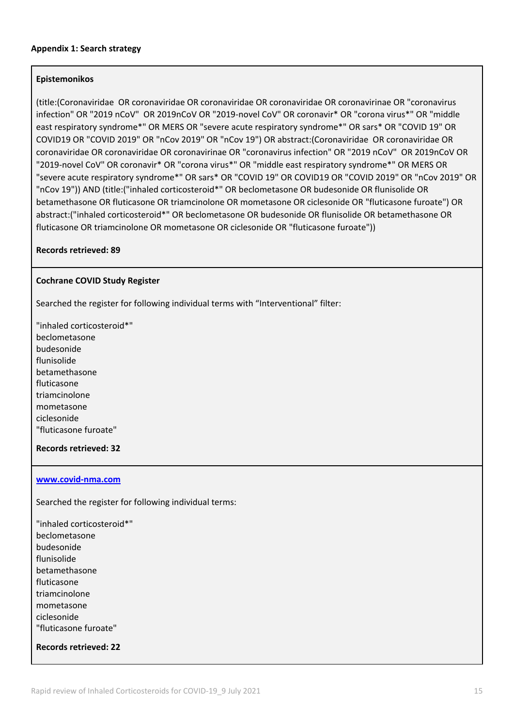**Appendix 1: Search strategy**

**Epistemonikos**

(title:(Coronaviridae OR coronaviridae OR coronaviridae OR coronaviridae OR coronavirinae OR "coronavirus infection" OR "2019 nCoV" OR 2019nCoV OR "2019-novel CoV" OR coronavir* OR "corona virus*" OR "middle east respiratory syndrome*" OR MERS OR "severe acute respiratory syndrome*" OR sars* OR "COVID 19" OR COVID19 OR "COVID 2019" OR "nCov 2019" OR "nCov 19") OR abstract:(Coronaviridae OR coronaviridae OR coronaviridae OR coronaviridae OR coronavirinae OR "coronavirus infection" OR "2019 nCoV" OR 2019nCoV OR "2019-novel CoV" OR coronavir* OR "corona virus*" OR "middle east respiratory syndrome*" OR MERS OR "severe acute respiratory syndrome*" OR sars* OR "COVID 19" OR COVID19 OR "COVID 2019" OR "nCov 2019" OR "nCov 19")) AND (title:("inhaled corticosteroid*" OR beclometasone OR budesonide OR flunisolide OR betamethasone OR fluticasone OR triamcinolone OR mometasone OR ciclesonide OR "fluticasone furoate") OR abstract:("inhaled corticosteroid*" OR beclometasone OR budesonide OR flunisolide OR betamethasone OR fluticasone OR triamcinolone OR mometasone OR ciclesonide OR "fluticasone furoate"))

**Records retrieved: 89**

**Cochrane COVID Study Register**

Searched the register for following individual terms with "Interventional" filter:

"inhaled corticosteroid*"
beclometasone
budesonide
flunisolide
betamethasone
fluticasone
triamcinolone
mometasone
ciclesonide
"fluticasone furoate"

**Records retrieved: 32**

**www.covid-nma.com**

Searched the register for following individual terms:

"inhaled corticosteroid*"
beclometasone
budesonide
flunisolide
betamethasone
fluticasone
triamcinolone
mometasone
ciclesonide
"fluticasone furoate"

**Records retrieved: 22**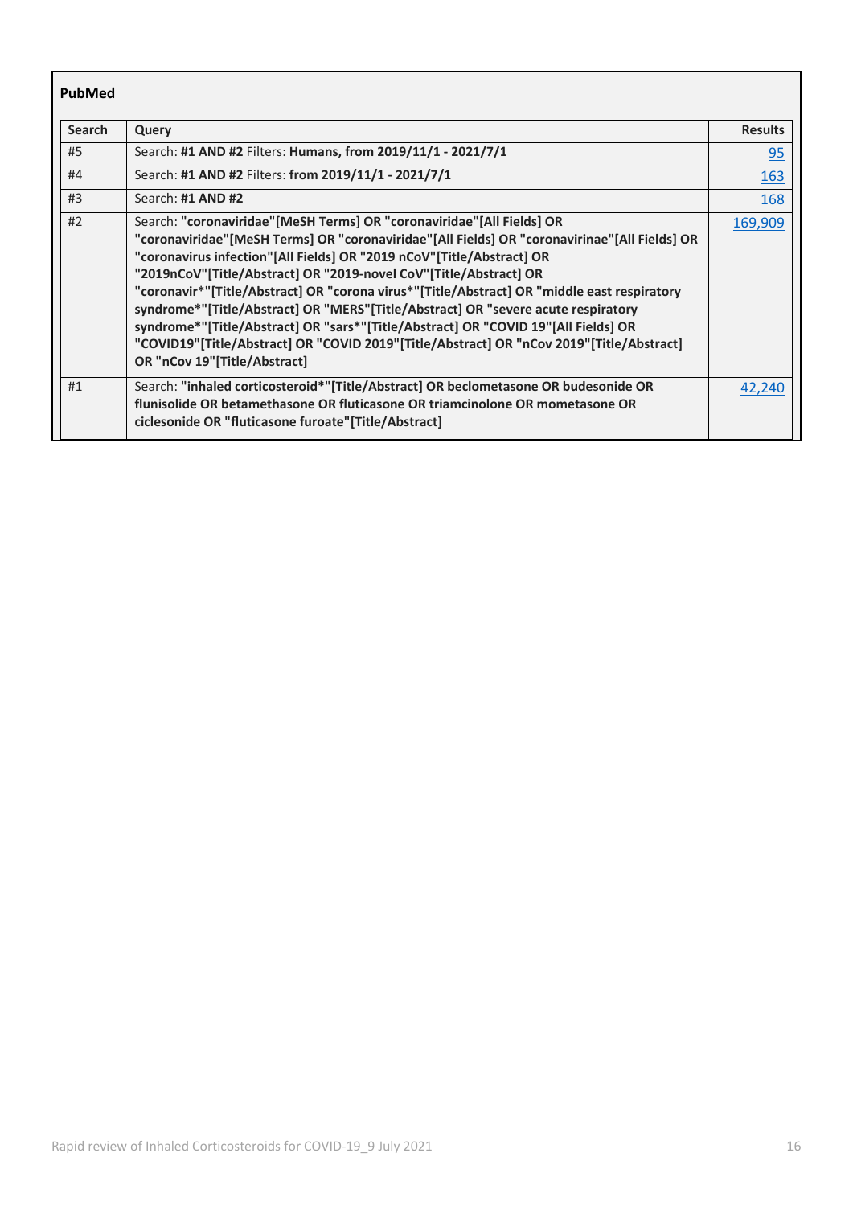**PubMed**

| Search | Query | Results |
| --- | --- | --- |
| #5 | Search: **#1 AND #2** Filters: **Humans, from 2019/11/1 - 2021/7/1** | 95 |
| #4 | Search: **#1 AND #2** Filters: **from 2019/11/1 - 2021/7/1** | 163 |
| #3 | Search: **#1 AND #2** | 168 |
| #2 | Search: **"coronaviridae"[MeSH Terms] OR "coronaviridae"[All Fields] OR "coronaviridae"[MeSH Terms] OR "coronaviridae"[All Fields] OR "coronavirinae"[All Fields] OR "coronavirus infection"[All Fields] OR "2019 nCoV"[Title/Abstract] OR "2019nCoV"[Title/Abstract] OR "2019-novel CoV"[Title/Abstract] OR "coronavir*"[Title/Abstract] OR "corona virus*"[Title/Abstract] OR "middle east respiratory syndrome*"[Title/Abstract] OR "MERS"[Title/Abstract] OR "severe acute respiratory syndrome*"[Title/Abstract] OR "sars*"[Title/Abstract] OR "COVID 19"[All Fields] OR "COVID19"[Title/Abstract] OR "COVID 2019"[Title/Abstract] OR "nCov 2019"[Title/Abstract] OR "nCov 19"[Title/Abstract]** | 169,909 |
| #1 | Search: **"inhaled corticosteroid*"[Title/Abstract] OR beclometasone OR budesonide OR flunisolide OR betamethasone OR fluticasone OR triamcinolone OR mometasone OR ciclesonide OR "fluticasone furoate"[Title/Abstract]** | 42,240 |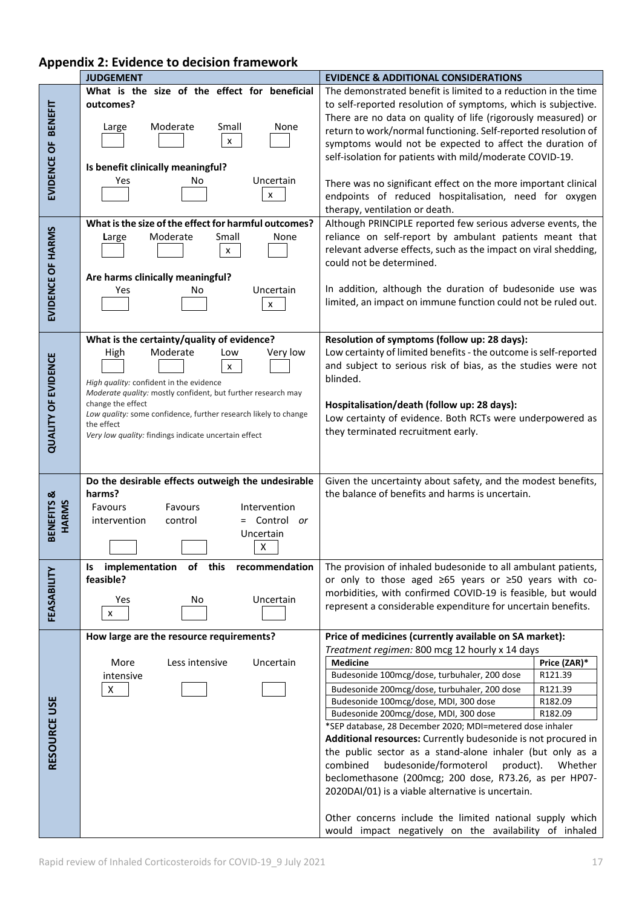## Appendix 2: Evidence to decision framework

| | JUDGEMENT | EVIDENCE & ADDITIONAL CONSIDERATIONS |
|---|---|---|
| **EVIDENCE OF BENEFIT** | **What is the size of the effect for beneficial outcomes?**<br>Large [ ] Moderate [ ] Small [x] None [ ]<br><br>**Is benefit clinically meaningful?**<br>Yes [ ] No [ ] Uncertain [x] | The demonstrated benefit is limited to a reduction in the time to self-reported resolution of symptoms, which is subjective. There are no data on quality of life (rigorously measured) or return to work/normal functioning. Self-reported resolution of symptoms would not be expected to affect the duration of self-isolation for patients with mild/moderate COVID-19.<br><br>There was no significant effect on the more important clinical endpoints of reduced hospitalisation, need for oxygen therapy, ventilation or death. |
| **EVIDENCE OF HARMS** | **What is the size of the effect for harmful outcomes?**<br>Large [ ] Moderate [ ] Small [x] None [ ]<br><br>**Are harms clinically meaningful?**<br>Yes [ ] No [ ] Uncertain [x] | Although PRINCIPLE reported few serious adverse events, the reliance on self-report by ambulant patients meant that relevant adverse effects, such as the impact on viral shedding, could not be determined.<br><br>In addition, although the duration of budesonide use was limited, an impact on immune function could not be ruled out. |
| **QUALITY OF EVIDENCE** | **What is the certainty/quality of evidence?**<br>High [ ] Moderate [ ] Low [x] Very low [ ]<br>*High quality:* confident in the evidence<br>*Moderate quality:* mostly confident, but further research may change the effect<br>*Low quality:* some confidence, further research likely to change the effect<br>*Very low quality:* findings indicate uncertain effect | **Resolution of symptoms (follow up: 28 days):**<br>Low certainty of limited benefits - the outcome is self-reported and subject to serious risk of bias, as the studies were not blinded.<br><br>**Hospitalisation/death (follow up: 28 days):**<br>Low certainty of evidence. Both RCTs were underpowered as they terminated recruitment early. |
| **BENEFITS & HARMS** | **Do the desirable effects outweigh the undesirable harms?**<br>Favours intervention [ ] Favours control [ ] Intervention = Control *or* Uncertain [X] | Given the uncertainty about safety, and the modest benefits, the balance of benefits and harms is uncertain. |
| **FEASABILITY** | **Is implementation of this recommendation feasible?**<br>Yes [x] No [ ] Uncertain [ ] | The provision of inhaled budesonide to all ambulant patients, or only to those aged ≥65 years or ≥50 years with co-morbidities, with confirmed COVID-19 is feasible, but would represent a considerable expenditure for uncertain benefits. |
| **RESOURCE USE** | **How large are the resource requirements?**<br>More intensive [X] Less intensive [ ] Uncertain [ ] | **Price of medicines (currently available on SA market):**<br>*Treatment regimen:* 800 mcg 12 hourly x 14 days<br>**Medicine** — **Price (ZAR)***<br>Budesonide 100mcg/dose, turbuhaler, 200 dose — R121.39<br>Budesonide 200mcg/dose, turbuhaler, 200 dose — R121.39<br>Budesonide 100mcg/dose, MDI, 300 dose — R182.09<br>Budesonide 200mcg/dose, MDI, 300 dose — R182.09<br>*SEP database, 28 December 2020; MDI=metered dose inhaler<br>**Additional resources:** Currently budesonide is not procured in the public sector as a stand-alone inhaler (but only as a combined budesonide/formoterol product). Whether beclomethasone (200mcg; 200 dose, R73.26, as per HP07-2020DAI/01) is a viable alternative is uncertain.<br><br>Other concerns include the limited national supply which would impact negatively on the availability of inhaled |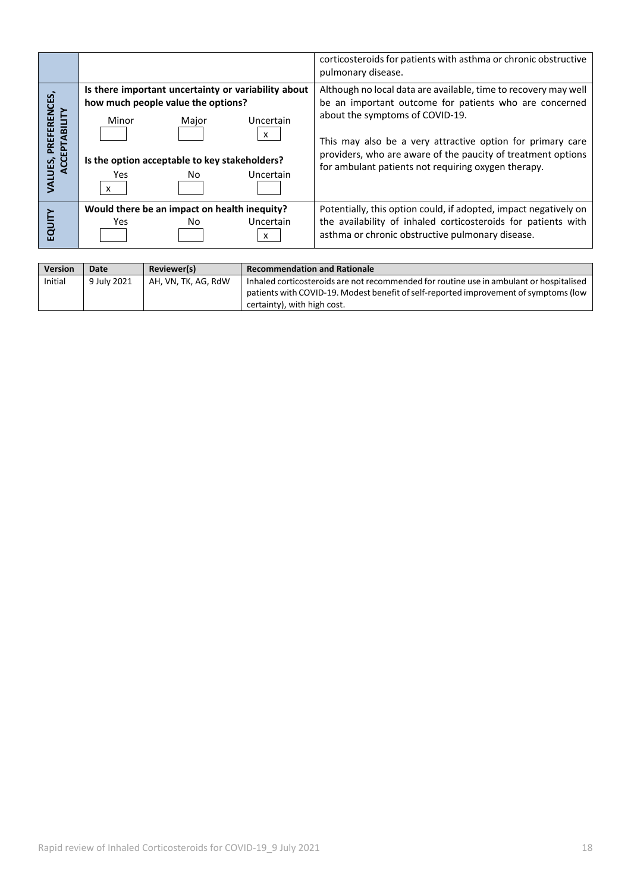| | | |
|---|---|---|
| | | corticosteroids for patients with asthma or chronic obstructive pulmonary disease. |
| **VALUES, PREFERENCES, ACCEPTABILITY** | **Is there important uncertainty or variability about how much people value the options?**<br>Minor [ ] Major [ ] Uncertain [x]<br><br>**Is the option acceptable to key stakeholders?**<br>Yes [x] No [ ] Uncertain [ ] | Although no local data are available, time to recovery may well be an important outcome for patients who are concerned about the symptoms of COVID-19.<br><br>This may also be a very attractive option for primary care providers, who are aware of the paucity of treatment options for ambulant patients not requiring oxygen therapy. |
| **EQUITY** | **Would there be an impact on health inequity?**<br>Yes [ ] No [ ] Uncertain [x] | Potentially, this option could, if adopted, impact negatively on the availability of inhaled corticosteroids for patients with asthma or chronic obstructive pulmonary disease. |

| Version | Date | Reviewer(s) | Recommendation and Rationale |
|---|---|---|---|
| Initial | 9 July 2021 | AH, VN, TK, AG, RdW | Inhaled corticosteroids are not recommended for routine use in ambulant or hospitalised patients with COVID-19. Modest benefit of self-reported improvement of symptoms (low certainty), with high cost. |